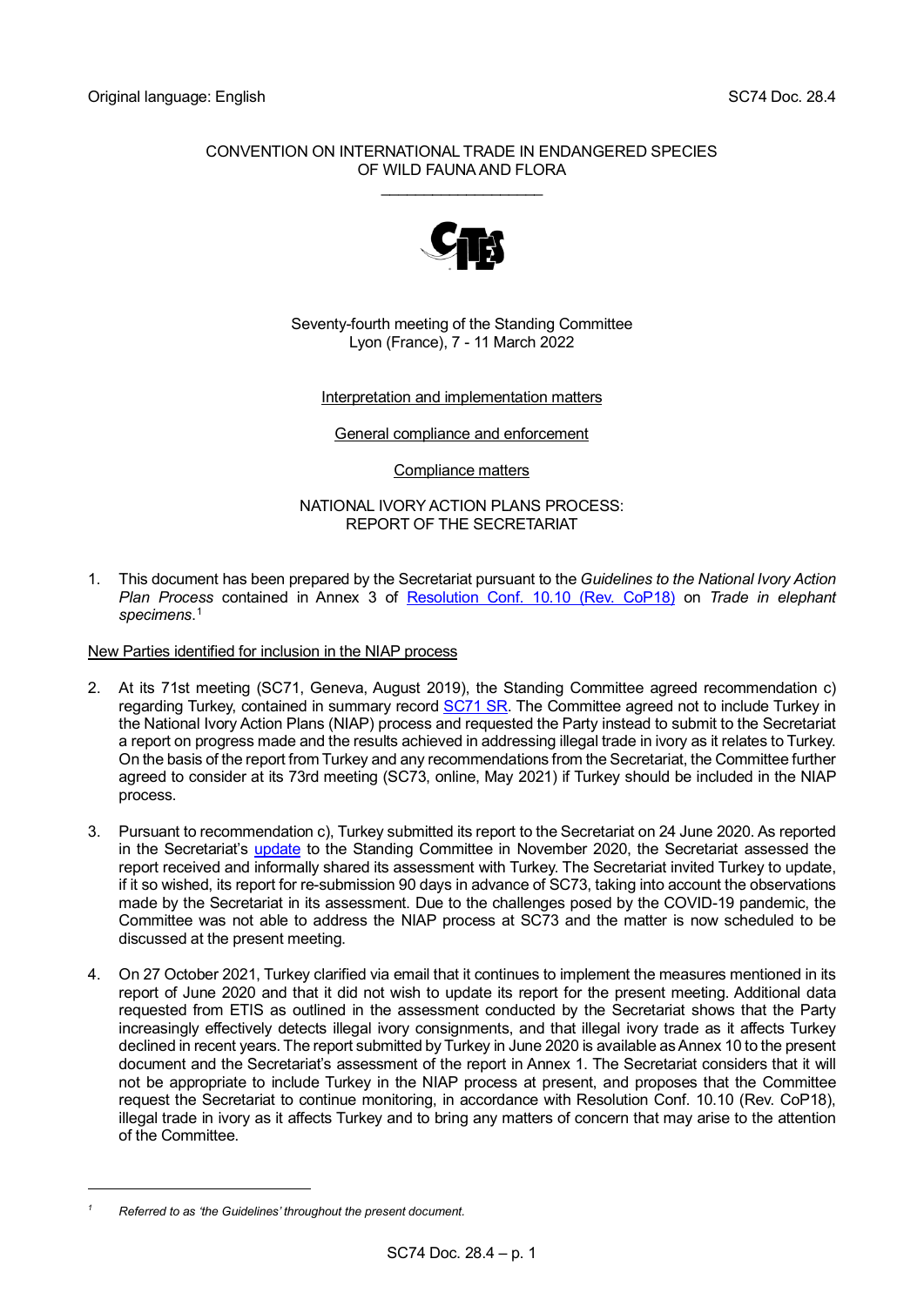Original language: English

SC74 Doc. 28.4

CONVENTION ON INTERNATIONAL TRADE IN ENDANGERED SPECIES
OF WILD FAUNA AND FLORA

\_\_\_\_\_\_\_\_\_\_\_\_\_\_\_\_\_\_\_\_

Seventy-fourth meeting of the Standing Committee
Lyon (France), 7 - 11 March 2022

Interpretation and implementation matters

General compliance and enforcement

Compliance matters

# NATIONAL IVORY ACTION PLANS PROCESS: REPORT OF THE SECRETARIAT

1. This document has been prepared by the Secretariat pursuant to the *Guidelines to the National Ivory Action Plan Process* contained in Annex 3 of Resolution Conf. 10.10 (Rev. CoP18) on *Trade in elephant specimens*.[1]

## New Parties identified for inclusion in the NIAP process

2. At its 71st meeting (SC71, Geneva, August 2019), the Standing Committee agreed recommendation c) regarding Turkey, contained in summary record SC71 SR. The Committee agreed not to include Turkey in the National Ivory Action Plans (NIAP) process and requested the Party instead to submit to the Secretariat a report on progress made and the results achieved in addressing illegal trade in ivory as it relates to Turkey. On the basis of the report from Turkey and any recommendations from the Secretariat, the Committee further agreed to consider at its 73rd meeting (SC73, online, May 2021) if Turkey should be included in the NIAP process.

3. Pursuant to recommendation c), Turkey submitted its report to the Secretariat on 24 June 2020. As reported in the Secretariat's update to the Standing Committee in November 2020, the Secretariat assessed the report received and informally shared its assessment with Turkey. The Secretariat invited Turkey to update, if it so wished, its report for re-submission 90 days in advance of SC73, taking into account the observations made by the Secretariat in its assessment. Due to the challenges posed by the COVID-19 pandemic, the Committee was not able to address the NIAP process at SC73 and the matter is now scheduled to be discussed at the present meeting.

4. On 27 October 2021, Turkey clarified via email that it continues to implement the measures mentioned in its report of June 2020 and that it did not wish to update its report for the present meeting. Additional data requested from ETIS as outlined in the assessment conducted by the Secretariat shows that the Party increasingly effectively detects illegal ivory consignments, and that illegal ivory trade as it affects Turkey declined in recent years. The report submitted by Turkey in June 2020 is available as Annex 10 to the present document and the Secretariat's assessment of the report in Annex 1. The Secretariat considers that it will not be appropriate to include Turkey in the NIAP process at present, and proposes that the Committee request the Secretariat to continue monitoring, in accordance with Resolution Conf. 10.10 (Rev. CoP18), illegal trade in ivory as it affects Turkey and to bring any matters of concern that may arise to the attention of the Committee.

---

[1] *Referred to as 'the Guidelines' throughout the present document.*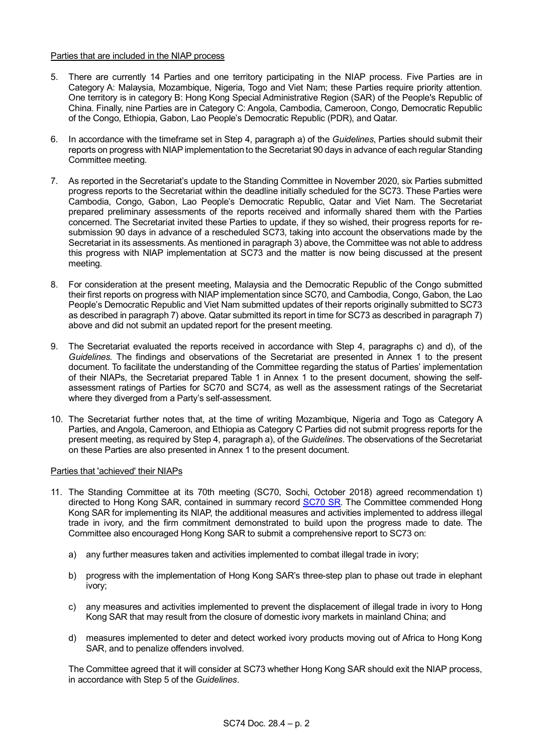Parties that are included in the NIAP process

5. There are currently 14 Parties and one territory participating in the NIAP process. Five Parties are in Category A: Malaysia, Mozambique, Nigeria, Togo and Viet Nam; these Parties require priority attention. One territory is in category B: Hong Kong Special Administrative Region (SAR) of the People's Republic of China. Finally, nine Parties are in Category C: Angola, Cambodia, Cameroon, Congo, Democratic Republic of the Congo, Ethiopia, Gabon, Lao People's Democratic Republic (PDR), and Qatar.

6. In accordance with the timeframe set in Step 4, paragraph a) of the *Guidelines*, Parties should submit their reports on progress with NIAP implementation to the Secretariat 90 days in advance of each regular Standing Committee meeting.

7. As reported in the Secretariat's update to the Standing Committee in November 2020, six Parties submitted progress reports to the Secretariat within the deadline initially scheduled for the SC73. These Parties were Cambodia, Congo, Gabon, Lao People's Democratic Republic, Qatar and Viet Nam. The Secretariat prepared preliminary assessments of the reports received and informally shared them with the Parties concerned. The Secretariat invited these Parties to update, if they so wished, their progress reports for re-submission 90 days in advance of a rescheduled SC73, taking into account the observations made by the Secretariat in its assessments. As mentioned in paragraph 3) above, the Committee was not able to address this progress with NIAP implementation at SC73 and the matter is now being discussed at the present meeting.

8. For consideration at the present meeting, Malaysia and the Democratic Republic of the Congo submitted their first reports on progress with NIAP implementation since SC70, and Cambodia, Congo, Gabon, the Lao People's Democratic Republic and Viet Nam submitted updates of their reports originally submitted to SC73 as described in paragraph 7) above. Qatar submitted its report in time for SC73 as described in paragraph 7) above and did not submit an updated report for the present meeting.

9. The Secretariat evaluated the reports received in accordance with Step 4, paragraphs c) and d), of the *Guidelines.* The findings and observations of the Secretariat are presented in Annex 1 to the present document. To facilitate the understanding of the Committee regarding the status of Parties' implementation of their NIAPs, the Secretariat prepared Table 1 in Annex 1 to the present document, showing the self-assessment ratings of Parties for SC70 and SC74, as well as the assessment ratings of the Secretariat where they diverged from a Party's self-assessment.

10. The Secretariat further notes that, at the time of writing Mozambique, Nigeria and Togo as Category A Parties, and Angola, Cameroon, and Ethiopia as Category C Parties did not submit progress reports for the present meeting, as required by Step 4, paragraph a), of the *Guidelines*. The observations of the Secretariat on these Parties are also presented in Annex 1 to the present document.

Parties that 'achieved' their NIAPs

11. The Standing Committee at its 70th meeting (SC70, Sochi, October 2018) agreed recommendation t) directed to Hong Kong SAR, contained in summary record SC70 SR. The Committee commended Hong Kong SAR for implementing its NIAP, the additional measures and activities implemented to address illegal trade in ivory, and the firm commitment demonstrated to build upon the progress made to date. The Committee also encouraged Hong Kong SAR to submit a comprehensive report to SC73 on:

    a) any further measures taken and activities implemented to combat illegal trade in ivory;

    b) progress with the implementation of Hong Kong SAR's three-step plan to phase out trade in elephant ivory;

    c) any measures and activities implemented to prevent the displacement of illegal trade in ivory to Hong Kong SAR that may result from the closure of domestic ivory markets in mainland China; and

    d) measures implemented to deter and detect worked ivory products moving out of Africa to Hong Kong SAR, and to penalize offenders involved.

    The Committee agreed that it will consider at SC73 whether Hong Kong SAR should exit the NIAP process, in accordance with Step 5 of the *Guidelines*.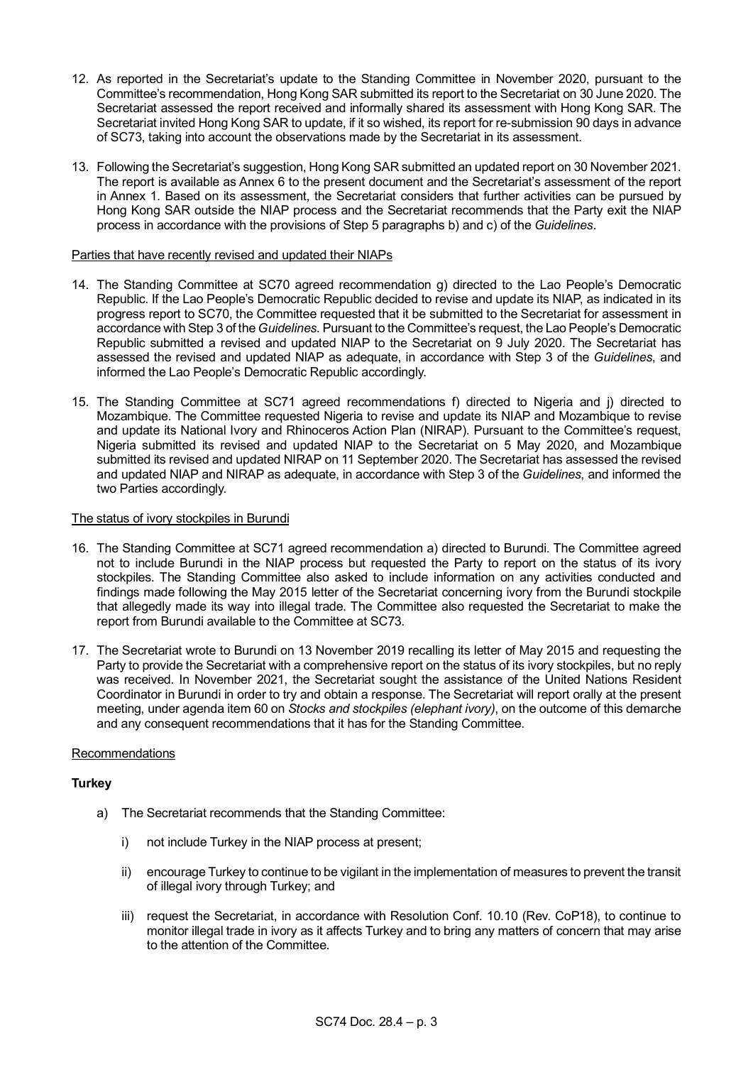12. As reported in the Secretariat's update to the Standing Committee in November 2020, pursuant to the Committee's recommendation, Hong Kong SAR submitted its report to the Secretariat on 30 June 2020. The Secretariat assessed the report received and informally shared its assessment with Hong Kong SAR. The Secretariat invited Hong Kong SAR to update, if it so wished, its report for re-submission 90 days in advance of SC73, taking into account the observations made by the Secretariat in its assessment.

13. Following the Secretariat's suggestion, Hong Kong SAR submitted an updated report on 30 November 2021. The report is available as Annex 6 to the present document and the Secretariat's assessment of the report in Annex 1. Based on its assessment, the Secretariat considers that further activities can be pursued by Hong Kong SAR outside the NIAP process and the Secretariat recommends that the Party exit the NIAP process in accordance with the provisions of Step 5 paragraphs b) and c) of the *Guidelines*.

Parties that have recently revised and updated their NIAPs

14. The Standing Committee at SC70 agreed recommendation g) directed to the Lao People's Democratic Republic. If the Lao People's Democratic Republic decided to revise and update its NIAP, as indicated in its progress report to SC70, the Committee requested that it be submitted to the Secretariat for assessment in accordance with Step 3 of the *Guidelines*. Pursuant to the Committee's request, the Lao People's Democratic Republic submitted a revised and updated NIAP to the Secretariat on 9 July 2020. The Secretariat has assessed the revised and updated NIAP as adequate, in accordance with Step 3 of the *Guidelines*, and informed the Lao People's Democratic Republic accordingly.

15. The Standing Committee at SC71 agreed recommendations f) directed to Nigeria and j) directed to Mozambique. The Committee requested Nigeria to revise and update its NIAP and Mozambique to revise and update its National Ivory and Rhinoceros Action Plan (NIRAP). Pursuant to the Committee's request, Nigeria submitted its revised and updated NIAP to the Secretariat on 5 May 2020, and Mozambique submitted its revised and updated NIRAP on 11 September 2020. The Secretariat has assessed the revised and updated NIAP and NIRAP as adequate, in accordance with Step 3 of the *Guidelines*, and informed the two Parties accordingly.

The status of ivory stockpiles in Burundi

16. The Standing Committee at SC71 agreed recommendation a) directed to Burundi. The Committee agreed not to include Burundi in the NIAP process but requested the Party to report on the status of its ivory stockpiles. The Standing Committee also asked to include information on any activities conducted and findings made following the May 2015 letter of the Secretariat concerning ivory from the Burundi stockpile that allegedly made its way into illegal trade. The Committee also requested the Secretariat to make the report from Burundi available to the Committee at SC73.

17. The Secretariat wrote to Burundi on 13 November 2019 recalling its letter of May 2015 and requesting the Party to provide the Secretariat with a comprehensive report on the status of its ivory stockpiles, but no reply was received. In November 2021, the Secretariat sought the assistance of the United Nations Resident Coordinator in Burundi in order to try and obtain a response. The Secretariat will report orally at the present meeting, under agenda item 60 on *Stocks and stockpiles (elephant ivory)*, on the outcome of this demarche and any consequent recommendations that it has for the Standing Committee.

Recommendations

**Turkey**

a) The Secretariat recommends that the Standing Committee:

   i) not include Turkey in the NIAP process at present;

   ii) encourage Turkey to continue to be vigilant in the implementation of measures to prevent the transit of illegal ivory through Turkey; and

   iii) request the Secretariat, in accordance with Resolution Conf. 10.10 (Rev. CoP18), to continue to monitor illegal trade in ivory as it affects Turkey and to bring any matters of concern that may arise to the attention of the Committee.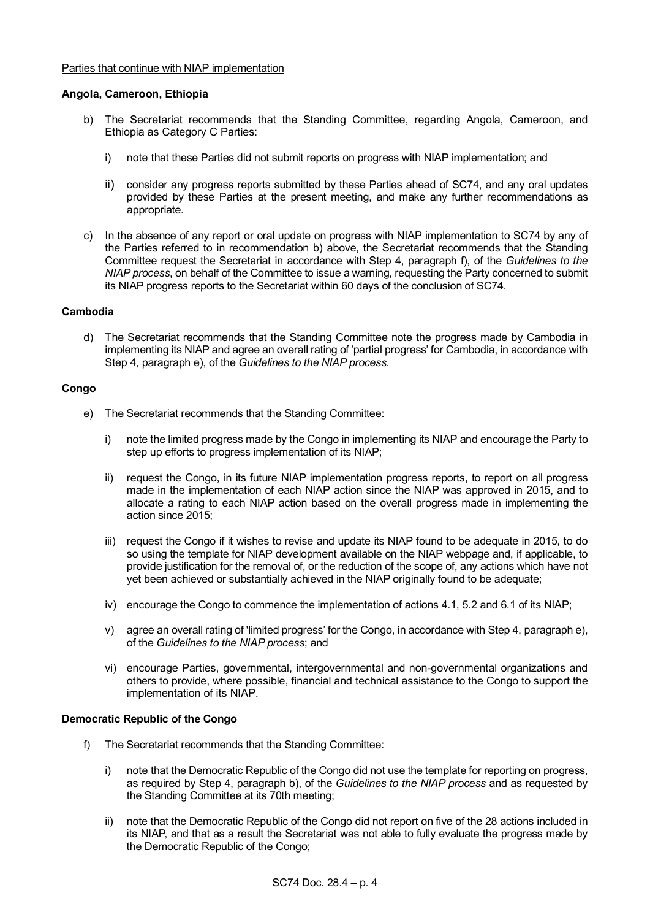Parties that continue with NIAP implementation

**Angola, Cameroon, Ethiopia**

b) The Secretariat recommends that the Standing Committee, regarding Angola, Cameroon, and Ethiopia as Category C Parties:

   i) note that these Parties did not submit reports on progress with NIAP implementation; and

   ii) consider any progress reports submitted by these Parties ahead of SC74, and any oral updates provided by these Parties at the present meeting, and make any further recommendations as appropriate.

c) In the absence of any report or oral update on progress with NIAP implementation to SC74 by any of the Parties referred to in recommendation b) above, the Secretariat recommends that the Standing Committee request the Secretariat in accordance with Step 4, paragraph f), of the *Guidelines to the NIAP process*, on behalf of the Committee to issue a warning, requesting the Party concerned to submit its NIAP progress reports to the Secretariat within 60 days of the conclusion of SC74.

**Cambodia**

d) The Secretariat recommends that the Standing Committee note the progress made by Cambodia in implementing its NIAP and agree an overall rating of 'partial progress' for Cambodia, in accordance with Step 4, paragraph e), of the *Guidelines to the NIAP process*.

**Congo**

e) The Secretariat recommends that the Standing Committee:

   i) note the limited progress made by the Congo in implementing its NIAP and encourage the Party to step up efforts to progress implementation of its NIAP;

   ii) request the Congo, in its future NIAP implementation progress reports, to report on all progress made in the implementation of each NIAP action since the NIAP was approved in 2015, and to allocate a rating to each NIAP action based on the overall progress made in implementing the action since 2015;

   iii) request the Congo if it wishes to revise and update its NIAP found to be adequate in 2015, to do so using the template for NIAP development available on the NIAP webpage and, if applicable, to provide justification for the removal of, or the reduction of the scope of, any actions which have not yet been achieved or substantially achieved in the NIAP originally found to be adequate;

   iv) encourage the Congo to commence the implementation of actions 4.1, 5.2 and 6.1 of its NIAP;

   v) agree an overall rating of 'limited progress' for the Congo, in accordance with Step 4, paragraph e), of the *Guidelines to the NIAP process*; and

   vi) encourage Parties, governmental, intergovernmental and non-governmental organizations and others to provide, where possible, financial and technical assistance to the Congo to support the implementation of its NIAP.

**Democratic Republic of the Congo**

f) The Secretariat recommends that the Standing Committee:

   i) note that the Democratic Republic of the Congo did not use the template for reporting on progress, as required by Step 4, paragraph b), of the *Guidelines to the NIAP process* and as requested by the Standing Committee at its 70th meeting;

   ii) note that the Democratic Republic of the Congo did not report on five of the 28 actions included in its NIAP, and that as a result the Secretariat was not able to fully evaluate the progress made by the Democratic Republic of the Congo;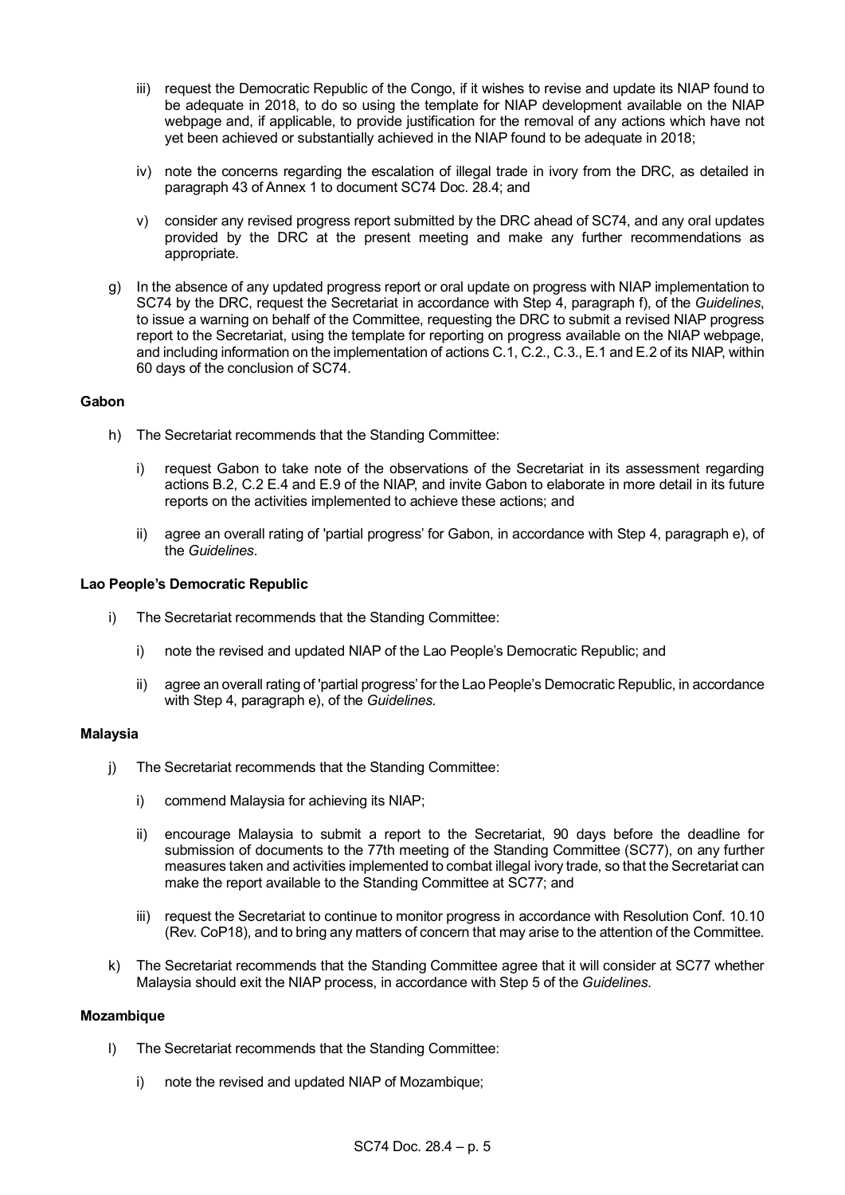iii) request the Democratic Republic of the Congo, if it wishes to revise and update its NIAP found to be adequate in 2018, to do so using the template for NIAP development available on the NIAP webpage and, if applicable, to provide justification for the removal of any actions which have not yet been achieved or substantially achieved in the NIAP found to be adequate in 2018;

iv) note the concerns regarding the escalation of illegal trade in ivory from the DRC, as detailed in paragraph 43 of Annex 1 to document SC74 Doc. 28.4; and

v) consider any revised progress report submitted by the DRC ahead of SC74, and any oral updates provided by the DRC at the present meeting and make any further recommendations as appropriate.

g) In the absence of any updated progress report or oral update on progress with NIAP implementation to SC74 by the DRC, request the Secretariat in accordance with Step 4, paragraph f), of the *Guidelines*, to issue a warning on behalf of the Committee, requesting the DRC to submit a revised NIAP progress report to the Secretariat, using the template for reporting on progress available on the NIAP webpage, and including information on the implementation of actions C.1, C.2., C.3., E.1 and E.2 of its NIAP, within 60 days of the conclusion of SC74.

**Gabon**

h) The Secretariat recommends that the Standing Committee:

i) request Gabon to take note of the observations of the Secretariat in its assessment regarding actions B.2, C.2 E.4 and E.9 of the NIAP, and invite Gabon to elaborate in more detail in its future reports on the activities implemented to achieve these actions; and

ii) agree an overall rating of 'partial progress' for Gabon, in accordance with Step 4, paragraph e), of the *Guidelines*.

**Lao People's Democratic Republic**

i) The Secretariat recommends that the Standing Committee:

i) note the revised and updated NIAP of the Lao People's Democratic Republic; and

ii) agree an overall rating of 'partial progress' for the Lao People's Democratic Republic, in accordance with Step 4, paragraph e), of the *Guidelines*.

**Malaysia**

j) The Secretariat recommends that the Standing Committee:

i) commend Malaysia for achieving its NIAP;

ii) encourage Malaysia to submit a report to the Secretariat, 90 days before the deadline for submission of documents to the 77th meeting of the Standing Committee (SC77), on any further measures taken and activities implemented to combat illegal ivory trade, so that the Secretariat can make the report available to the Standing Committee at SC77; and

iii) request the Secretariat to continue to monitor progress in accordance with Resolution Conf. 10.10 (Rev. CoP18), and to bring any matters of concern that may arise to the attention of the Committee.

k) The Secretariat recommends that the Standing Committee agree that it will consider at SC77 whether Malaysia should exit the NIAP process, in accordance with Step 5 of the *Guidelines*.

**Mozambique**

l) The Secretariat recommends that the Standing Committee:

i) note the revised and updated NIAP of Mozambique;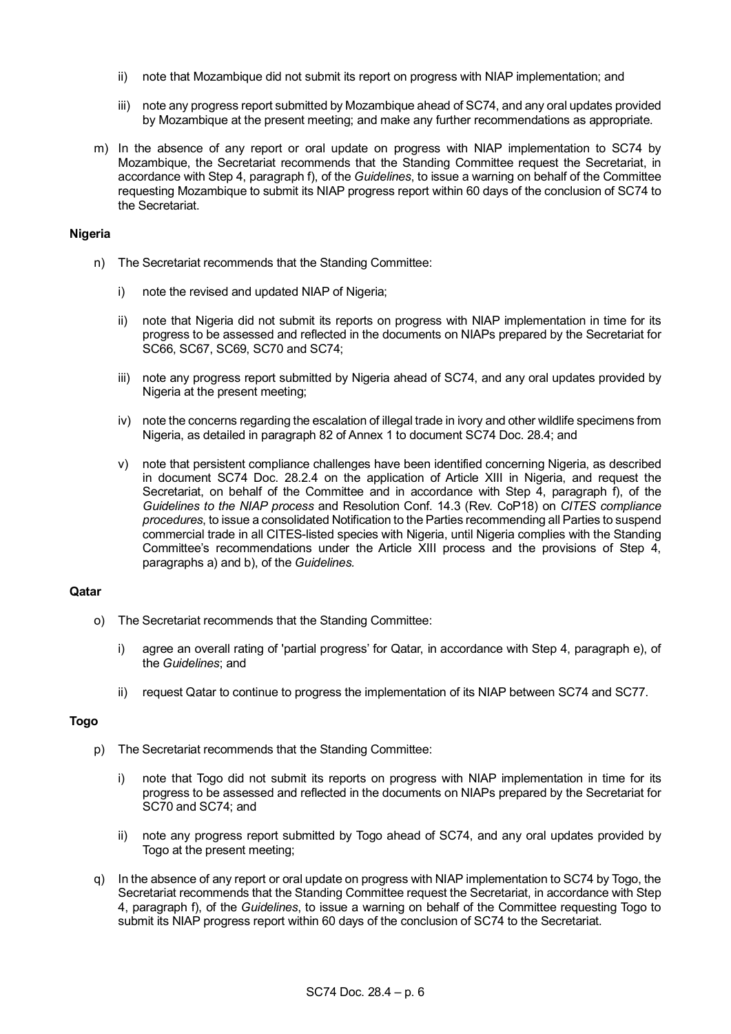ii) note that Mozambique did not submit its report on progress with NIAP implementation; and

iii) note any progress report submitted by Mozambique ahead of SC74, and any oral updates provided by Mozambique at the present meeting; and make any further recommendations as appropriate.

m) In the absence of any report or oral update on progress with NIAP implementation to SC74 by Mozambique, the Secretariat recommends that the Standing Committee request the Secretariat, in accordance with Step 4, paragraph f), of the *Guidelines*, to issue a warning on behalf of the Committee requesting Mozambique to submit its NIAP progress report within 60 days of the conclusion of SC74 to the Secretariat.

**Nigeria**

n) The Secretariat recommends that the Standing Committee:

i) note the revised and updated NIAP of Nigeria;

ii) note that Nigeria did not submit its reports on progress with NIAP implementation in time for its progress to be assessed and reflected in the documents on NIAPs prepared by the Secretariat for SC66, SC67, SC69, SC70 and SC74;

iii) note any progress report submitted by Nigeria ahead of SC74, and any oral updates provided by Nigeria at the present meeting;

iv) note the concerns regarding the escalation of illegal trade in ivory and other wildlife specimens from Nigeria, as detailed in paragraph 82 of Annex 1 to document SC74 Doc. 28.4; and

v) note that persistent compliance challenges have been identified concerning Nigeria, as described in document SC74 Doc. 28.2.4 on the application of Article XIII in Nigeria, and request the Secretariat, on behalf of the Committee and in accordance with Step 4, paragraph f), of the *Guidelines to the NIAP process* and Resolution Conf. 14.3 (Rev. CoP18) on *CITES compliance procedures*, to issue a consolidated Notification to the Parties recommending all Parties to suspend commercial trade in all CITES-listed species with Nigeria, until Nigeria complies with the Standing Committee's recommendations under the Article XIII process and the provisions of Step 4, paragraphs a) and b), of the *Guidelines.*

**Qatar**

o) The Secretariat recommends that the Standing Committee:

i) agree an overall rating of 'partial progress' for Qatar, in accordance with Step 4, paragraph e), of the *Guidelines*; and

ii) request Qatar to continue to progress the implementation of its NIAP between SC74 and SC77.

**Togo**

p) The Secretariat recommends that the Standing Committee:

i) note that Togo did not submit its reports on progress with NIAP implementation in time for its progress to be assessed and reflected in the documents on NIAPs prepared by the Secretariat for SC70 and SC74; and

ii) note any progress report submitted by Togo ahead of SC74, and any oral updates provided by Togo at the present meeting;

q) In the absence of any report or oral update on progress with NIAP implementation to SC74 by Togo, the Secretariat recommends that the Standing Committee request the Secretariat, in accordance with Step 4, paragraph f), of the *Guidelines*, to issue a warning on behalf of the Committee requesting Togo to submit its NIAP progress report within 60 days of the conclusion of SC74 to the Secretariat.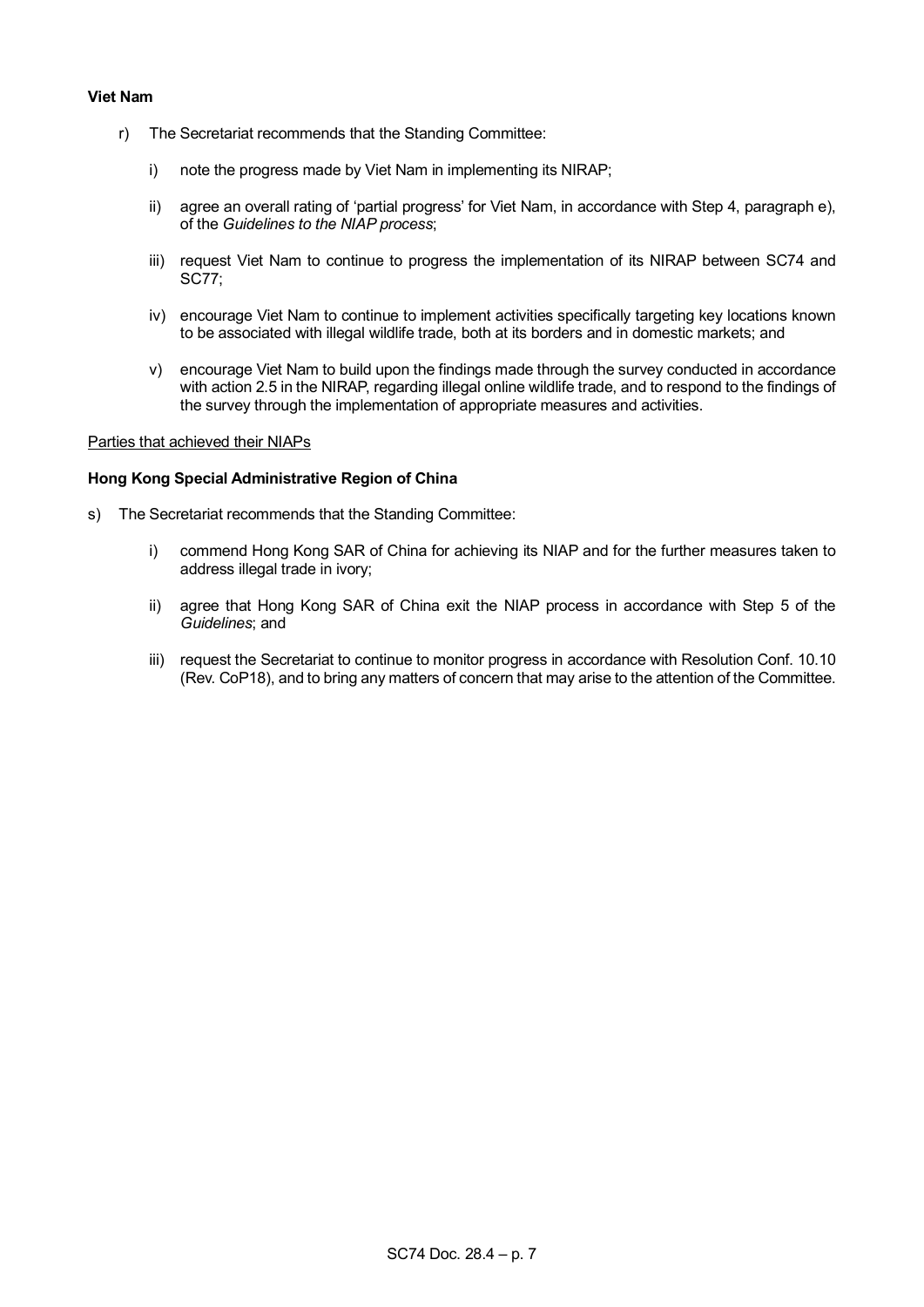**Viet Nam**

r) The Secretariat recommends that the Standing Committee:

   i) note the progress made by Viet Nam in implementing its NIRAP;

   ii) agree an overall rating of 'partial progress' for Viet Nam, in accordance with Step 4, paragraph e), of the *Guidelines to the NIAP process*;

   iii) request Viet Nam to continue to progress the implementation of its NIRAP between SC74 and SC77;

   iv) encourage Viet Nam to continue to implement activities specifically targeting key locations known to be associated with illegal wildlife trade, both at its borders and in domestic markets; and

   v) encourage Viet Nam to build upon the findings made through the survey conducted in accordance with action 2.5 in the NIRAP, regarding illegal online wildlife trade, and to respond to the findings of the survey through the implementation of appropriate measures and activities.

<u>Parties that achieved their NIAPs</u>

**Hong Kong Special Administrative Region of China**

s) The Secretariat recommends that the Standing Committee:

   i) commend Hong Kong SAR of China for achieving its NIAP and for the further measures taken to address illegal trade in ivory;

   ii) agree that Hong Kong SAR of China exit the NIAP process in accordance with Step 5 of the *Guidelines*; and

   iii) request the Secretariat to continue to monitor progress in accordance with Resolution Conf. 10.10 (Rev. CoP18), and to bring any matters of concern that may arise to the attention of the Committee.